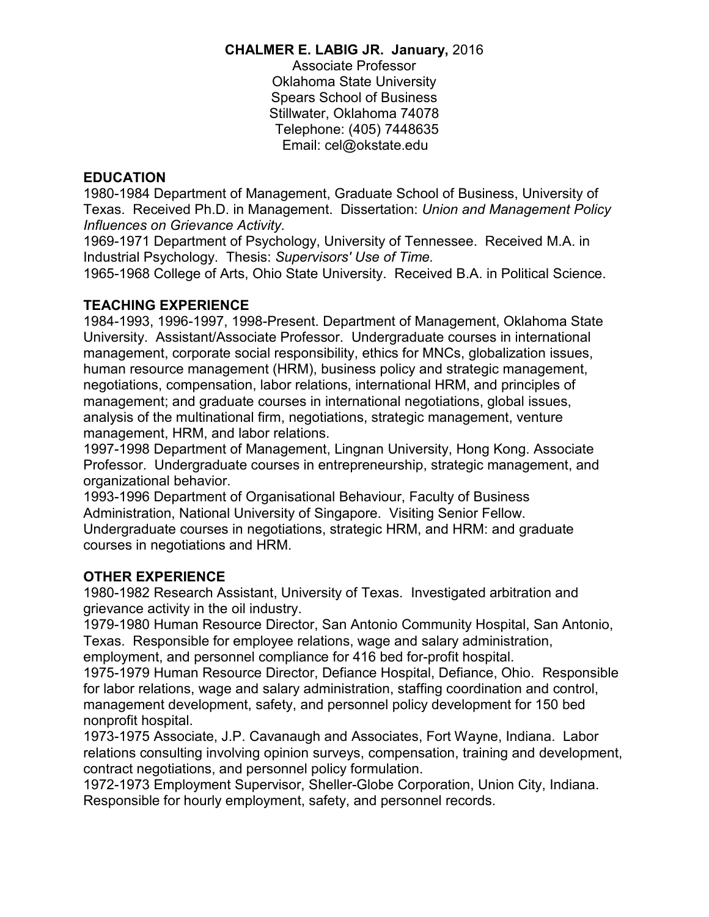**CHALMER E. LABIG JR. January,** 2016

Associate Professor
Oklahoma State University
Spears School of Business
Stillwater, Oklahoma 74078
Telephone: (405) 7448635
Email: cel@okstate.edu

## EDUCATION

1980-1984 Department of Management, Graduate School of Business, University of Texas. Received Ph.D. in Management. Dissertation: *Union and Management Policy Influences on Grievance Activity.*

1969-1971 Department of Psychology, University of Tennessee. Received M.A. in Industrial Psychology. Thesis: *Supervisors' Use of Time.*

1965-1968 College of Arts, Ohio State University. Received B.A. in Political Science.

## TEACHING EXPERIENCE

1984-1993, 1996-1997, 1998-Present. Department of Management, Oklahoma State University. Assistant/Associate Professor. Undergraduate courses in international management, corporate social responsibility, ethics for MNCs, globalization issues, human resource management (HRM), business policy and strategic management, negotiations, compensation, labor relations, international HRM, and principles of management; and graduate courses in international negotiations, global issues, analysis of the multinational firm, negotiations, strategic management, venture management, HRM, and labor relations.

1997-1998 Department of Management, Lingnan University, Hong Kong. Associate Professor. Undergraduate courses in entrepreneurship, strategic management, and organizational behavior.

1993-1996 Department of Organisational Behaviour, Faculty of Business Administration, National University of Singapore. Visiting Senior Fellow. Undergraduate courses in negotiations, strategic HRM, and HRM: and graduate courses in negotiations and HRM.

## OTHER EXPERIENCE

1980-1982 Research Assistant, University of Texas. Investigated arbitration and grievance activity in the oil industry.

1979-1980 Human Resource Director, San Antonio Community Hospital, San Antonio, Texas. Responsible for employee relations, wage and salary administration, employment, and personnel compliance for 416 bed for-profit hospital.

1975-1979 Human Resource Director, Defiance Hospital, Defiance, Ohio. Responsible for labor relations, wage and salary administration, staffing coordination and control, management development, safety, and personnel policy development for 150 bed nonprofit hospital.

1973-1975 Associate, J.P. Cavanaugh and Associates, Fort Wayne, Indiana. Labor relations consulting involving opinion surveys, compensation, training and development, contract negotiations, and personnel policy formulation.

1972-1973 Employment Supervisor, Sheller-Globe Corporation, Union City, Indiana. Responsible for hourly employment, safety, and personnel records.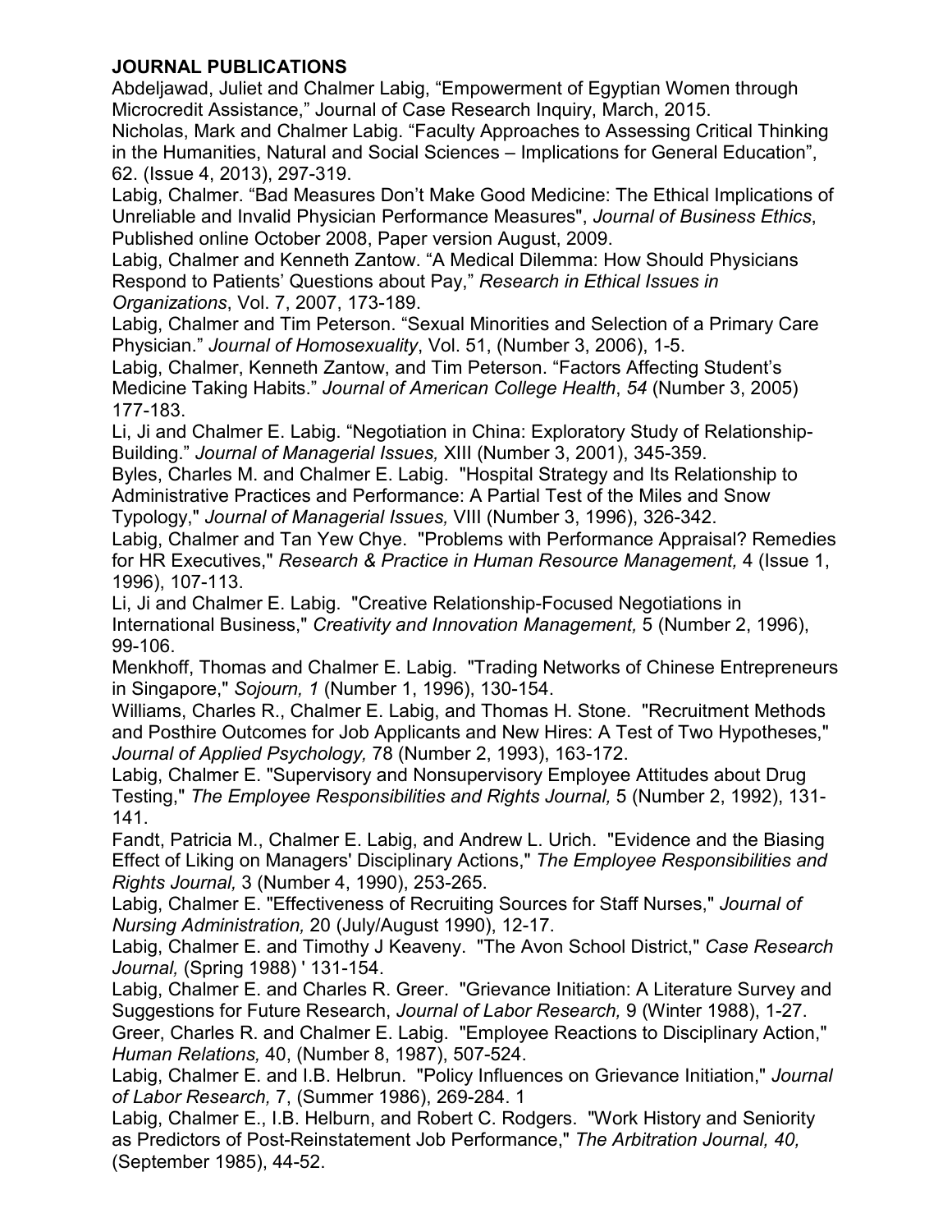**JOURNAL PUBLICATIONS**

Abdeljawad, Juliet and Chalmer Labig, "Empowerment of Egyptian Women through Microcredit Assistance," Journal of Case Research Inquiry, March, 2015.

Nicholas, Mark and Chalmer Labig. "Faculty Approaches to Assessing Critical Thinking in the Humanities, Natural and Social Sciences – Implications for General Education", 62. (Issue 4, 2013), 297-319.

Labig, Chalmer. "Bad Measures Don't Make Good Medicine: The Ethical Implications of Unreliable and Invalid Physician Performance Measures", *Journal of Business Ethics*, Published online October 2008, Paper version August, 2009.

Labig, Chalmer and Kenneth Zantow. "A Medical Dilemma: How Should Physicians Respond to Patients' Questions about Pay," *Research in Ethical Issues in Organizations*, Vol. 7, 2007, 173-189.

Labig, Chalmer and Tim Peterson. "Sexual Minorities and Selection of a Primary Care Physician." *Journal of Homosexuality*, Vol. 51, (Number 3, 2006), 1-5.

Labig, Chalmer, Kenneth Zantow, and Tim Peterson. "Factors Affecting Student's Medicine Taking Habits." *Journal of American College Health*, *54* (Number 3, 2005) 177-183.

Li, Ji and Chalmer E. Labig. "Negotiation in China: Exploratory Study of Relationship-Building." *Journal of Managerial Issues,* XIII (Number 3, 2001), 345-359.

Byles, Charles M. and Chalmer E. Labig. "Hospital Strategy and Its Relationship to Administrative Practices and Performance: A Partial Test of the Miles and Snow Typology," *Journal of Managerial Issues,* VIII (Number 3, 1996), 326-342.

Labig, Chalmer and Tan Yew Chye. "Problems with Performance Appraisal? Remedies for HR Executives," *Research & Practice in Human Resource Management,* 4 (Issue 1, 1996), 107-113.

Li, Ji and Chalmer E. Labig. "Creative Relationship-Focused Negotiations in International Business," *Creativity and Innovation Management,* 5 (Number 2, 1996), 99-106.

Menkhoff, Thomas and Chalmer E. Labig. "Trading Networks of Chinese Entrepreneurs in Singapore," *Sojourn, 1* (Number 1, 1996), 130-154.

Williams, Charles R., Chalmer E. Labig, and Thomas H. Stone. "Recruitment Methods and Posthire Outcomes for Job Applicants and New Hires: A Test of Two Hypotheses," *Journal of Applied Psychology,* 78 (Number 2, 1993), 163-172.

Labig, Chalmer E. "Supervisory and Nonsupervisory Employee Attitudes about Drug Testing," *The Employee Responsibilities and Rights Journal,* 5 (Number 2, 1992), 131-141.

Fandt, Patricia M., Chalmer E. Labig, and Andrew L. Urich. "Evidence and the Biasing Effect of Liking on Managers' Disciplinary Actions," *The Employee Responsibilities and Rights Journal,* 3 (Number 4, 1990), 253-265.

Labig, Chalmer E. "Effectiveness of Recruiting Sources for Staff Nurses," *Journal of Nursing Administration,* 20 (July/August 1990), 12-17.

Labig, Chalmer E. and Timothy J Keaveny. "The Avon School District," *Case Research Journal,* (Spring 1988) ' 131-154.

Labig, Chalmer E. and Charles R. Greer. "Grievance Initiation: A Literature Survey and Suggestions for Future Research, *Journal of Labor Research,* 9 (Winter 1988), 1-27.

Greer, Charles R. and Chalmer E. Labig. "Employee Reactions to Disciplinary Action," *Human Relations,* 40, (Number 8, 1987), 507-524.

Labig, Chalmer E. and I.B. Helbrun. "Policy Influences on Grievance Initiation," *Journal of Labor Research,* 7, (Summer 1986), 269-284. 1

Labig, Chalmer E., I.B. Helburn, and Robert C. Rodgers. "Work History and Seniority as Predictors of Post-Reinstatement Job Performance," *The Arbitration Journal, 40,* (September 1985), 44-52.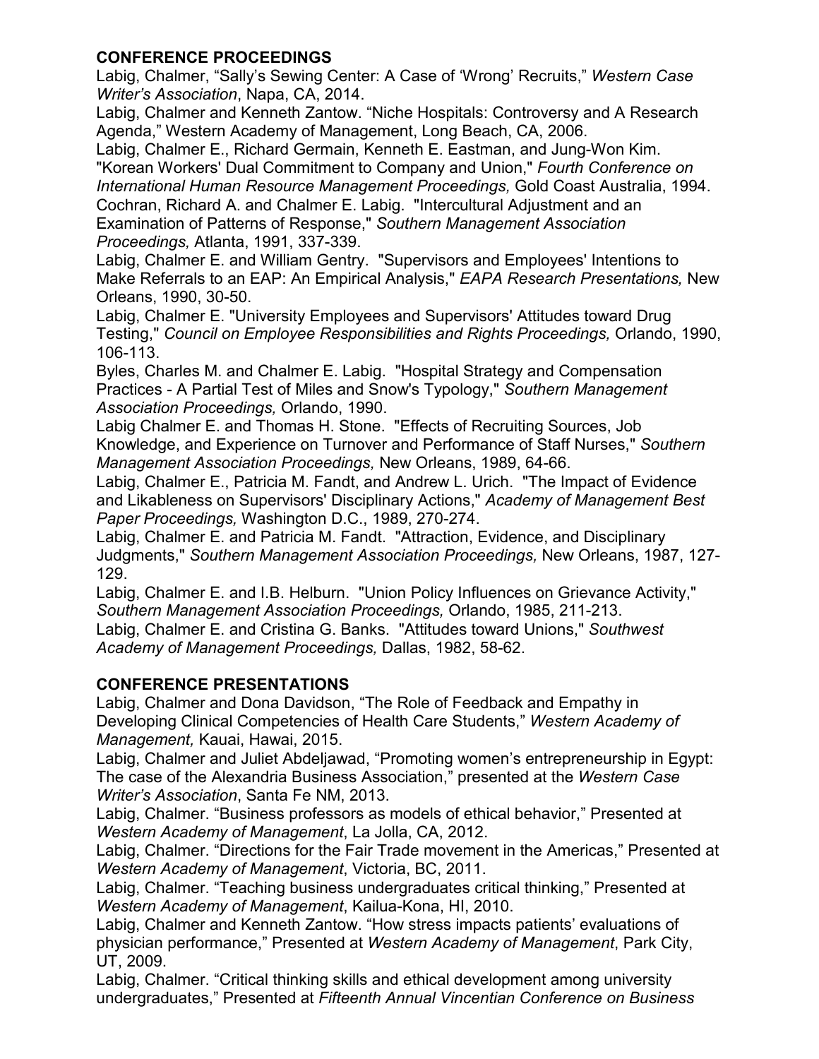## CONFERENCE PROCEEDINGS

Labig, Chalmer, "Sally's Sewing Center: A Case of 'Wrong' Recruits," *Western Case Writer's Association*, Napa, CA, 2014.

Labig, Chalmer and Kenneth Zantow. "Niche Hospitals: Controversy and A Research Agenda," Western Academy of Management, Long Beach, CA, 2006.

Labig, Chalmer E., Richard Germain, Kenneth E. Eastman, and Jung-Won Kim. "Korean Workers' Dual Commitment to Company and Union," *Fourth Conference on International Human Resource Management Proceedings,* Gold Coast Australia, 1994.

Cochran, Richard A. and Chalmer E. Labig. "Intercultural Adjustment and an Examination of Patterns of Response," *Southern Management Association Proceedings,* Atlanta, 1991, 337-339.

Labig, Chalmer E. and William Gentry. "Supervisors and Employees' Intentions to Make Referrals to an EAP: An Empirical Analysis," *EAPA Research Presentations,* New Orleans, 1990, 30-50.

Labig, Chalmer E. "University Employees and Supervisors' Attitudes toward Drug Testing," *Council on Employee Responsibilities and Rights Proceedings,* Orlando, 1990, 106-113.

Byles, Charles M. and Chalmer E. Labig. "Hospital Strategy and Compensation Practices - A Partial Test of Miles and Snow's Typology," *Southern Management Association Proceedings,* Orlando, 1990.

Labig Chalmer E. and Thomas H. Stone. "Effects of Recruiting Sources, Job Knowledge, and Experience on Turnover and Performance of Staff Nurses," *Southern Management Association Proceedings,* New Orleans, 1989, 64-66.

Labig, Chalmer E., Patricia M. Fandt, and Andrew L. Urich. "The Impact of Evidence and Likableness on Supervisors' Disciplinary Actions," *Academy of Management Best Paper Proceedings,* Washington D.C., 1989, 270-274.

Labig, Chalmer E. and Patricia M. Fandt. "Attraction, Evidence, and Disciplinary Judgments," *Southern Management Association Proceedings,* New Orleans, 1987, 127-129.

Labig, Chalmer E. and I.B. Helburn. "Union Policy Influences on Grievance Activity," *Southern Management Association Proceedings,* Orlando, 1985, 211-213.

Labig, Chalmer E. and Cristina G. Banks. "Attitudes toward Unions," *Southwest Academy of Management Proceedings,* Dallas, 1982, 58-62.

## CONFERENCE PRESENTATIONS

Labig, Chalmer and Dona Davidson, "The Role of Feedback and Empathy in Developing Clinical Competencies of Health Care Students," *Western Academy of Management,* Kauai, Hawai, 2015.

Labig, Chalmer and Juliet Abdeljawad, "Promoting women's entrepreneurship in Egypt: The case of the Alexandria Business Association," presented at the *Western Case Writer's Association*, Santa Fe NM, 2013.

Labig, Chalmer. "Business professors as models of ethical behavior," Presented at *Western Academy of Management*, La Jolla, CA, 2012.

Labig, Chalmer. "Directions for the Fair Trade movement in the Americas," Presented at *Western Academy of Management*, Victoria, BC, 2011.

Labig, Chalmer. "Teaching business undergraduates critical thinking," Presented at *Western Academy of Management*, Kailua-Kona, HI, 2010.

Labig, Chalmer and Kenneth Zantow. "How stress impacts patients' evaluations of physician performance," Presented at *Western Academy of Management*, Park City, UT, 2009.

Labig, Chalmer. "Critical thinking skills and ethical development among university undergraduates," Presented at *Fifteenth Annual Vincentian Conference on Business*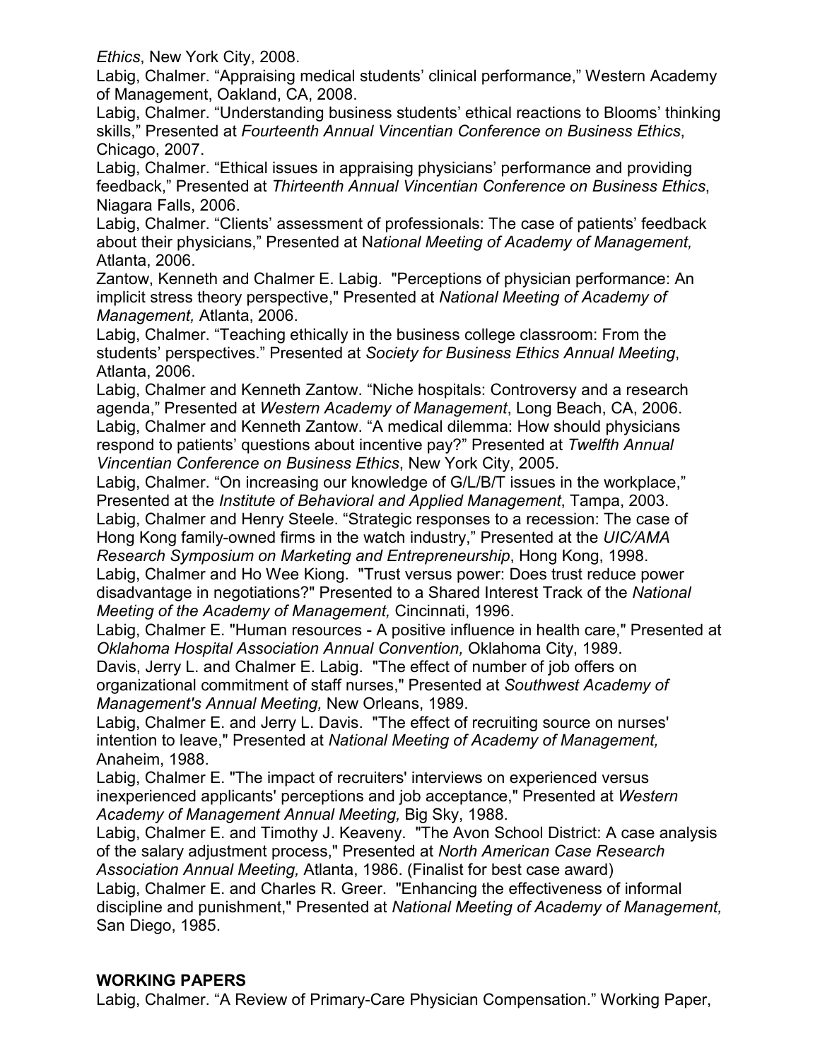*Ethics*, New York City, 2008.

Labig, Chalmer. “Appraising medical students’ clinical performance,” Western Academy of Management, Oakland, CA, 2008.

Labig, Chalmer. “Understanding business students’ ethical reactions to Blooms’ thinking skills,” Presented at *Fourteenth Annual Vincentian Conference on Business Ethics*, Chicago, 2007.

Labig, Chalmer. “Ethical issues in appraising physicians’ performance and providing feedback,” Presented at *Thirteenth Annual Vincentian Conference on Business Ethics*, Niagara Falls, 2006.

Labig, Chalmer. “Clients’ assessment of professionals: The case of patients’ feedback about their physicians,” Presented at N*ational Meeting of Academy of Management,* Atlanta, 2006.

Zantow, Kenneth and Chalmer E. Labig. "Perceptions of physician performance: An implicit stress theory perspective," Presented at *National Meeting of Academy of Management,* Atlanta, 2006.

Labig, Chalmer. “Teaching ethically in the business college classroom: From the students’ perspectives.” Presented at *Society for Business Ethics Annual Meeting*, Atlanta, 2006.

Labig, Chalmer and Kenneth Zantow. “Niche hospitals: Controversy and a research agenda,” Presented at *Western Academy of Management*, Long Beach, CA, 2006.

Labig, Chalmer and Kenneth Zantow. “A medical dilemma: How should physicians respond to patients’ questions about incentive pay?” Presented at *Twelfth Annual Vincentian Conference on Business Ethics*, New York City, 2005.

Labig, Chalmer. “On increasing our knowledge of G/L/B/T issues in the workplace,” Presented at the *Institute of Behavioral and Applied Management*, Tampa, 2003.

Labig, Chalmer and Henry Steele. “Strategic responses to a recession: The case of Hong Kong family-owned firms in the watch industry,” Presented at the *UIC/AMA Research Symposium on Marketing and Entrepreneurship*, Hong Kong, 1998.

Labig, Chalmer and Ho Wee Kiong. "Trust versus power: Does trust reduce power disadvantage in negotiations?" Presented to a Shared Interest Track of the *National Meeting of the Academy of Management,* Cincinnati, 1996.

Labig, Chalmer E. "Human resources - A positive influence in health care," Presented at *Oklahoma Hospital Association Annual Convention,* Oklahoma City, 1989.

Davis, Jerry L. and Chalmer E. Labig. "The effect of number of job offers on organizational commitment of staff nurses," Presented at *Southwest Academy of Management's Annual Meeting,* New Orleans, 1989.

Labig, Chalmer E. and Jerry L. Davis. "The effect of recruiting source on nurses' intention to leave," Presented at *National Meeting of Academy of Management,* Anaheim, 1988.

Labig, Chalmer E. "The impact of recruiters' interviews on experienced versus inexperienced applicants' perceptions and job acceptance," Presented at *Western Academy of Management Annual Meeting,* Big Sky, 1988.

Labig, Chalmer E. and Timothy J. Keaveny. "The Avon School District: A case analysis of the salary adjustment process," Presented at *North American Case Research Association Annual Meeting,* Atlanta, 1986. (Finalist for best case award)

Labig, Chalmer E. and Charles R. Greer. "Enhancing the effectiveness of informal discipline and punishment," Presented at *National Meeting of Academy of Management,* San Diego, 1985.

## WORKING PAPERS

Labig, Chalmer. “A Review of Primary-Care Physician Compensation.” Working Paper,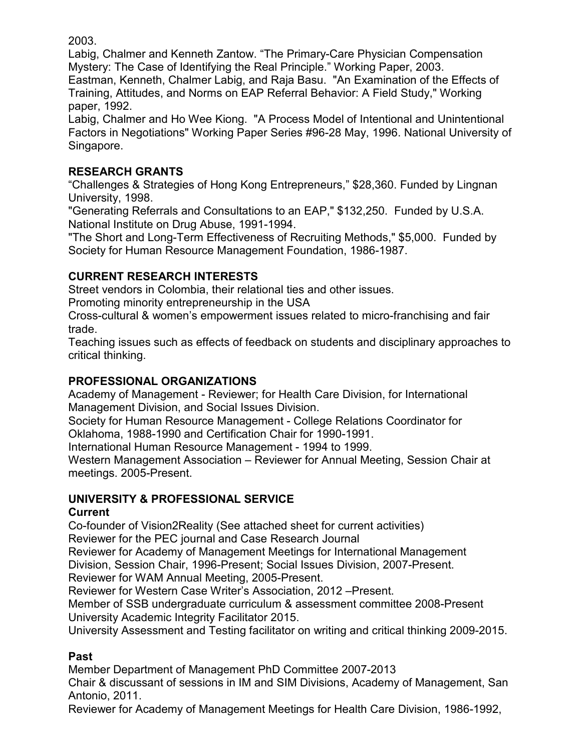2003.

Labig, Chalmer and Kenneth Zantow. “The Primary-Care Physician Compensation Mystery: The Case of Identifying the Real Principle.” Working Paper, 2003.

Eastman, Kenneth, Chalmer Labig, and Raja Basu. "An Examination of the Effects of Training, Attitudes, and Norms on EAP Referral Behavior: A Field Study," Working paper, 1992.

Labig, Chalmer and Ho Wee Kiong. "A Process Model of Intentional and Unintentional Factors in Negotiations" Working Paper Series #96-28 May, 1996. National University of Singapore.

## RESEARCH GRANTS

“Challenges & Strategies of Hong Kong Entrepreneurs,” $28,360. Funded by Lingnan University, 1998.

"Generating Referrals and Consultations to an EAP," $132,250. Funded by U.S.A. National Institute on Drug Abuse, 1991-1994.

"The Short and Long-Term Effectiveness of Recruiting Methods," $5,000. Funded by Society for Human Resource Management Foundation, 1986-1987.

## CURRENT RESEARCH INTERESTS

Street vendors in Colombia, their relational ties and other issues.

Promoting minority entrepreneurship in the USA

Cross-cultural & women’s empowerment issues related to micro-franchising and fair trade.

Teaching issues such as effects of feedback on students and disciplinary approaches to critical thinking.

## PROFESSIONAL ORGANIZATIONS

Academy of Management - Reviewer; for Health Care Division, for International Management Division, and Social Issues Division.

Society for Human Resource Management - College Relations Coordinator for Oklahoma, 1988-1990 and Certification Chair for 1990-1991.

International Human Resource Management - 1994 to 1999.

Western Management Association – Reviewer for Annual Meeting, Session Chair at meetings. 2005-Present.

## UNIVERSITY & PROFESSIONAL SERVICE

### Current

Co-founder of Vision2Reality (See attached sheet for current activities)

Reviewer for the PEC journal and Case Research Journal

Reviewer for Academy of Management Meetings for International Management Division, Session Chair, 1996-Present; Social Issues Division, 2007-Present.

Reviewer for WAM Annual Meeting, 2005-Present.

Reviewer for Western Case Writer’s Association, 2012 –Present.

Member of SSB undergraduate curriculum & assessment committee 2008-Present

University Academic Integrity Facilitator 2015.

University Assessment and Testing facilitator on writing and critical thinking 2009-2015.

### Past

Member Department of Management PhD Committee 2007-2013

Chair & discussant of sessions in IM and SIM Divisions, Academy of Management, San Antonio, 2011.

Reviewer for Academy of Management Meetings for Health Care Division, 1986-1992,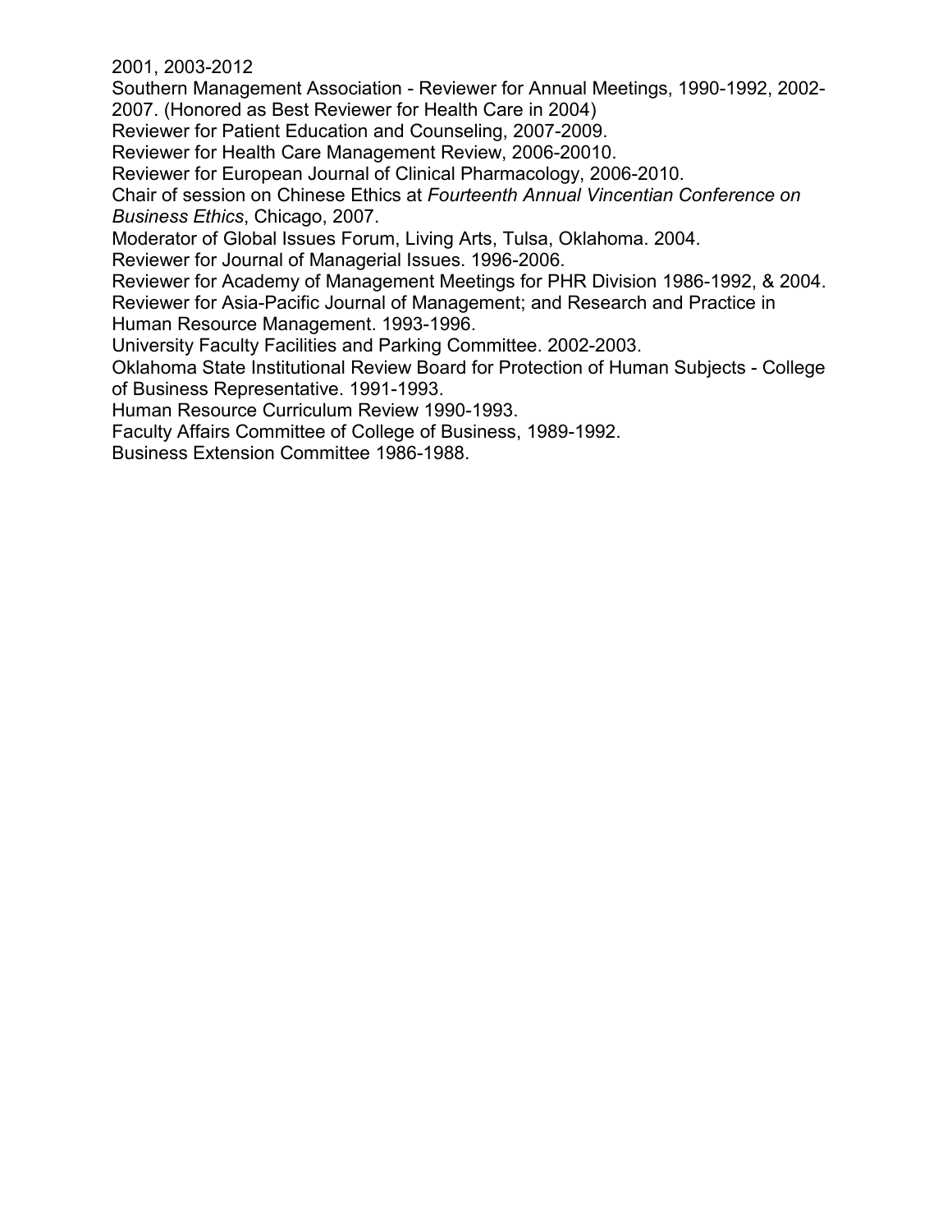2001, 2003-2012

Southern Management Association - Reviewer for Annual Meetings, 1990-1992, 2002-2007. (Honored as Best Reviewer for Health Care in 2004)

Reviewer for Patient Education and Counseling, 2007-2009.

Reviewer for Health Care Management Review, 2006-20010.

Reviewer for European Journal of Clinical Pharmacology, 2006-2010.

Chair of session on Chinese Ethics at *Fourteenth Annual Vincentian Conference on Business Ethics*, Chicago, 2007.

Moderator of Global Issues Forum, Living Arts, Tulsa, Oklahoma. 2004.

Reviewer for Journal of Managerial Issues. 1996-2006.

Reviewer for Academy of Management Meetings for PHR Division 1986-1992, & 2004.

Reviewer for Asia-Pacific Journal of Management; and Research and Practice in Human Resource Management. 1993-1996.

University Faculty Facilities and Parking Committee. 2002-2003.

Oklahoma State Institutional Review Board for Protection of Human Subjects - College of Business Representative. 1991-1993.

Human Resource Curriculum Review 1990-1993.

Faculty Affairs Committee of College of Business, 1989-1992.

Business Extension Committee 1986-1988.